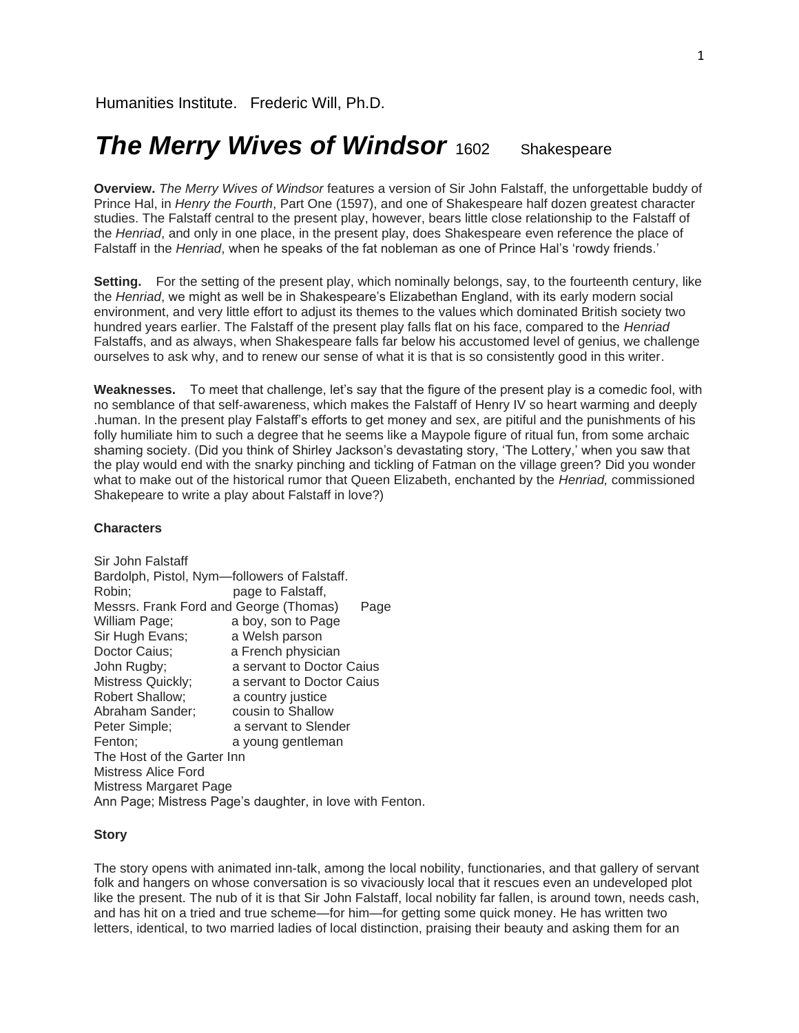Humanities Institute. Frederic Will, Ph.D.

# *The Merry Wives of Windsor* 1602 Shakespeare

**Overview.** *The Merry Wives of Windsor* features a version of Sir John Falstaff, the unforgettable buddy of Prince Hal, in *Henry the Fourth*, Part One (1597), and one of Shakespeare half dozen greatest character studies. The Falstaff central to the present play, however, bears little close relationship to the Falstaff of the *Henriad*, and only in one place, in the present play, does Shakespeare even reference the place of Falstaff in the *Henriad*, when he speaks of the fat nobleman as one of Prince Hal's 'rowdy friends.'

**Setting.** For the setting of the present play, which nominally belongs, say, to the fourteenth century, like the *Henriad*, we might as well be in Shakespeare's Elizabethan England, with its early modern social environment, and very little effort to adjust its themes to the values which dominated British society two hundred years earlier. The Falstaff of the present play falls flat on his face, compared to the *Henriad* Falstaffs, and as always, when Shakespeare falls far below his accustomed level of genius, we challenge ourselves to ask why, and to renew our sense of what it is that is so consistently good in this writer.

**Weaknesses.** To meet that challenge, let's say that the figure of the present play is a comedic fool, with no semblance of that self-awareness, which makes the Falstaff of Henry IV so heart warming and deeply .human. In the present play Falstaff's efforts to get money and sex, are pitiful and the punishments of his folly humiliate him to such a degree that he seems like a Maypole figure of ritual fun, from some archaic shaming society. (Did you think of Shirley Jackson's devastating story, 'The Lottery,' when you saw that the play would end with the snarky pinching and tickling of Fatman on the village green? Did you wonder what to make out of the historical rumor that Queen Elizabeth, enchanted by the *Henriad,* commissioned Shakepeare to write a play about Falstaff in love?)

**Characters**

Sir John Falstaff
Bardolph, Pistol, Nym—followers of Falstaff.
Robin; page to Falstaff,
Messrs. Frank Ford and George (Thomas) Page
William Page; a boy, son to Page
Sir Hugh Evans; a Welsh parson
Doctor Caius; a French physician
John Rugby; a servant to Doctor Caius
Mistress Quickly; a servant to Doctor Caius
Robert Shallow; a country justice
Abraham Sander; cousin to Shallow
Peter Simple; a servant to Slender
Fenton; a young gentleman
The Host of the Garter Inn
Mistress Alice Ford
Mistress Margaret Page
Ann Page; Mistress Page's daughter, in love with Fenton.

**Story**

The story opens with animated inn-talk, among the local nobility, functionaries, and that gallery of servant folk and hangers on whose conversation is so vivaciously local that it rescues even an undeveloped plot like the present. The nub of it is that Sir John Falstaff, local nobility far fallen, is around town, needs cash, and has hit on a tried and true scheme—for him—for getting some quick money. He has written two letters, identical, to two married ladies of local distinction, praising their beauty and asking them for an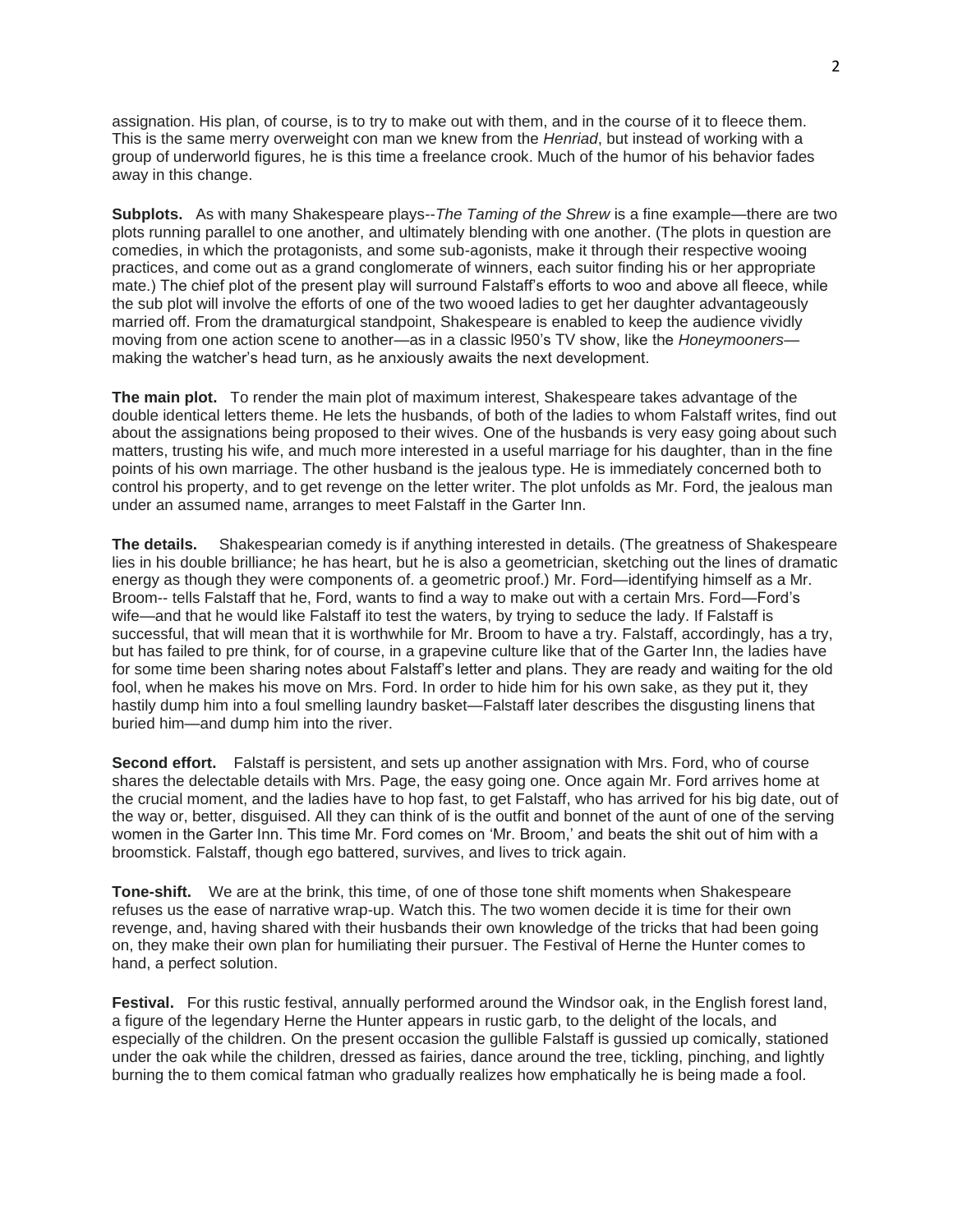assignation. His plan, of course, is to try to make out with them, and in the course of it to fleece them. This is the same merry overweight con man we knew from the *Henriad*, but instead of working with a group of underworld figures, he is this time a freelance crook. Much of the humor of his behavior fades away in this change.

**Subplots.** As with many Shakespeare plays--*The Taming of the Shrew* is a fine example—there are two plots running parallel to one another, and ultimately blending with one another. (The plots in question are comedies, in which the protagonists, and some sub-agonists, make it through their respective wooing practices, and come out as a grand conglomerate of winners, each suitor finding his or her appropriate mate.) The chief plot of the present play will surround Falstaff's efforts to woo and above all fleece, while the sub plot will involve the efforts of one of the two wooed ladies to get her daughter advantageously married off. From the dramaturgical standpoint, Shakespeare is enabled to keep the audience vividly moving from one action scene to another—as in a classic l950's TV show, like the *Honeymooners*—making the watcher's head turn, as he anxiously awaits the next development.

**The main plot.** To render the main plot of maximum interest, Shakespeare takes advantage of the double identical letters theme. He lets the husbands, of both of the ladies to whom Falstaff writes, find out about the assignations being proposed to their wives. One of the husbands is very easy going about such matters, trusting his wife, and much more interested in a useful marriage for his daughter, than in the fine points of his own marriage. The other husband is the jealous type. He is immediately concerned both to control his property, and to get revenge on the letter writer. The plot unfolds as Mr. Ford, the jealous man under an assumed name, arranges to meet Falstaff in the Garter Inn.

**The details.** Shakespearian comedy is if anything interested in details. (The greatness of Shakespeare lies in his double brilliance; he has heart, but he is also a geometrician, sketching out the lines of dramatic energy as though they were components of. a geometric proof.) Mr. Ford—identifying himself as a Mr. Broom-- tells Falstaff that he, Ford, wants to find a way to make out with a certain Mrs. Ford—Ford's wife—and that he would like Falstaff ito test the waters, by trying to seduce the lady. If Falstaff is successful, that will mean that it is worthwhile for Mr. Broom to have a try. Falstaff, accordingly, has a try, but has failed to pre think, for of course, in a grapevine culture like that of the Garter Inn, the ladies have for some time been sharing notes about Falstaff's letter and plans. They are ready and waiting for the old fool, when he makes his move on Mrs. Ford. In order to hide him for his own sake, as they put it, they hastily dump him into a foul smelling laundry basket—Falstaff later describes the disgusting linens that buried him—and dump him into the river.

**Second effort.** Falstaff is persistent, and sets up another assignation with Mrs. Ford, who of course shares the delectable details with Mrs. Page, the easy going one. Once again Mr. Ford arrives home at the crucial moment, and the ladies have to hop fast, to get Falstaff, who has arrived for his big date, out of the way or, better, disguised. All they can think of is the outfit and bonnet of the aunt of one of the serving women in the Garter Inn. This time Mr. Ford comes on 'Mr. Broom,' and beats the shit out of him with a broomstick. Falstaff, though ego battered, survives, and lives to trick again.

**Tone-shift.** We are at the brink, this time, of one of those tone shift moments when Shakespeare refuses us the ease of narrative wrap-up. Watch this. The two women decide it is time for their own revenge, and, having shared with their husbands their own knowledge of the tricks that had been going on, they make their own plan for humiliating their pursuer. The Festival of Herne the Hunter comes to hand, a perfect solution.

**Festival.** For this rustic festival, annually performed around the Windsor oak, in the English forest land, a figure of the legendary Herne the Hunter appears in rustic garb, to the delight of the locals, and especially of the children. On the present occasion the gullible Falstaff is gussied up comically, stationed under the oak while the children, dressed as fairies, dance around the tree, tickling, pinching, and lightly burning the to them comical fatman who gradually realizes how emphatically he is being made a fool.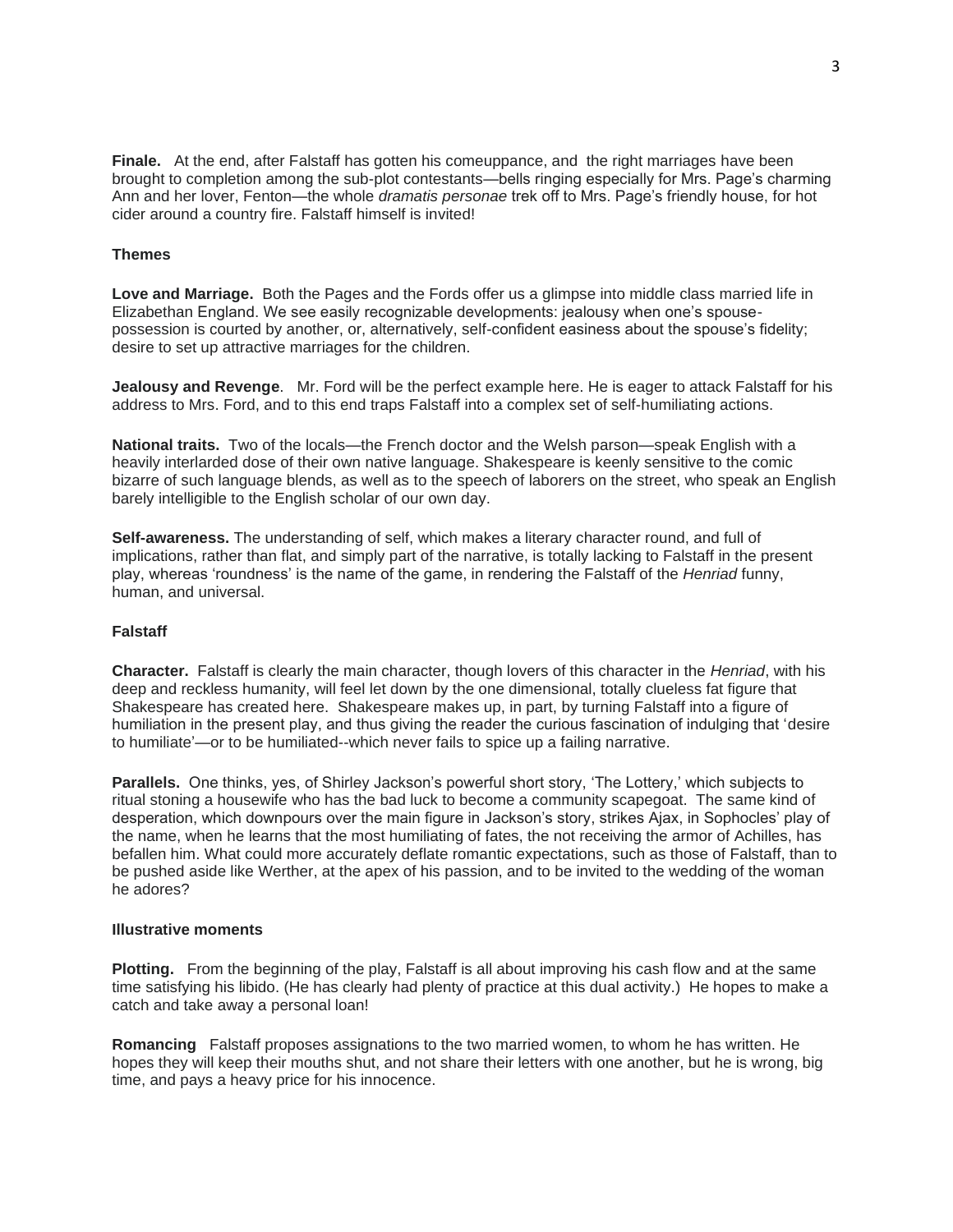**Finale.** At the end, after Falstaff has gotten his comeuppance, and the right marriages have been brought to completion among the sub-plot contestants—bells ringing especially for Mrs. Page's charming Ann and her lover, Fenton—the whole *dramatis personae* trek off to Mrs. Page's friendly house, for hot cider around a country fire. Falstaff himself is invited!

### Themes

**Love and Marriage.** Both the Pages and the Fords offer us a glimpse into middle class married life in Elizabethan England. We see easily recognizable developments: jealousy when one's spouse-possession is courted by another, or, alternatively, self-confident easiness about the spouse's fidelity; desire to set up attractive marriages for the children.

**Jealousy and Revenge**. Mr. Ford will be the perfect example here. He is eager to attack Falstaff for his address to Mrs. Ford, and to this end traps Falstaff into a complex set of self-humiliating actions.

**National traits.** Two of the locals—the French doctor and the Welsh parson—speak English with a heavily interlarded dose of their own native language. Shakespeare is keenly sensitive to the comic bizarre of such language blends, as well as to the speech of laborers on the street, who speak an English barely intelligible to the English scholar of our own day.

**Self-awareness.** The understanding of self, which makes a literary character round, and full of implications, rather than flat, and simply part of the narrative, is totally lacking to Falstaff in the present play, whereas 'roundness' is the name of the game, in rendering the Falstaff of the *Henriad* funny, human, and universal.

### Falstaff

**Character.** Falstaff is clearly the main character, though lovers of this character in the *Henriad*, with his deep and reckless humanity, will feel let down by the one dimensional, totally clueless fat figure that Shakespeare has created here. Shakespeare makes up, in part, by turning Falstaff into a figure of humiliation in the present play, and thus giving the reader the curious fascination of indulging that 'desire to humiliate'—or to be humiliated--which never fails to spice up a failing narrative.

**Parallels.** One thinks, yes, of Shirley Jackson's powerful short story, 'The Lottery,' which subjects to ritual stoning a housewife who has the bad luck to become a community scapegoat. The same kind of desperation, which downpours over the main figure in Jackson's story, strikes Ajax, in Sophocles' play of the name, when he learns that the most humiliating of fates, the not receiving the armor of Achilles, has befallen him. What could more accurately deflate romantic expectations, such as those of Falstaff, than to be pushed aside like Werther, at the apex of his passion, and to be invited to the wedding of the woman he adores?

### Illustrative moments

**Plotting.** From the beginning of the play, Falstaff is all about improving his cash flow and at the same time satisfying his libido. (He has clearly had plenty of practice at this dual activity.) He hopes to make a catch and take away a personal loan!

**Romancing** Falstaff proposes assignations to the two married women, to whom he has written. He hopes they will keep their mouths shut, and not share their letters with one another, but he is wrong, big time, and pays a heavy price for his innocence.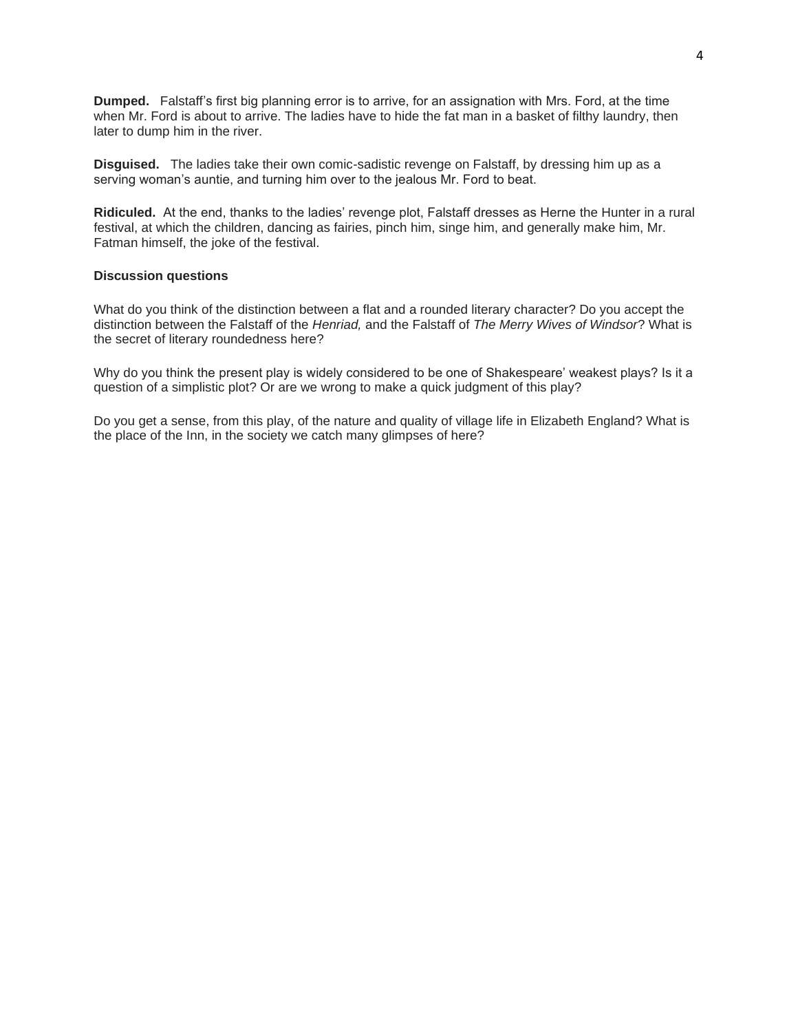**Dumped.** Falstaff's first big planning error is to arrive, for an assignation with Mrs. Ford, at the time when Mr. Ford is about to arrive. The ladies have to hide the fat man in a basket of filthy laundry, then later to dump him in the river.

**Disguised.** The ladies take their own comic-sadistic revenge on Falstaff, by dressing him up as a serving woman's auntie, and turning him over to the jealous Mr. Ford to beat.

**Ridiculed.** At the end, thanks to the ladies' revenge plot, Falstaff dresses as Herne the Hunter in a rural festival, at which the children, dancing as fairies, pinch him, singe him, and generally make him, Mr. Fatman himself, the joke of the festival.

**Discussion questions**

What do you think of the distinction between a flat and a rounded literary character? Do you accept the distinction between the Falstaff of the *Henriad,* and the Falstaff of *The Merry Wives of Windsor*? What is the secret of literary roundedness here?

Why do you think the present play is widely considered to be one of Shakespeare' weakest plays? Is it a question of a simplistic plot? Or are we wrong to make a quick judgment of this play?

Do you get a sense, from this play, of the nature and quality of village life in Elizabeth England? What is the place of the Inn, in the society we catch many glimpses of here?